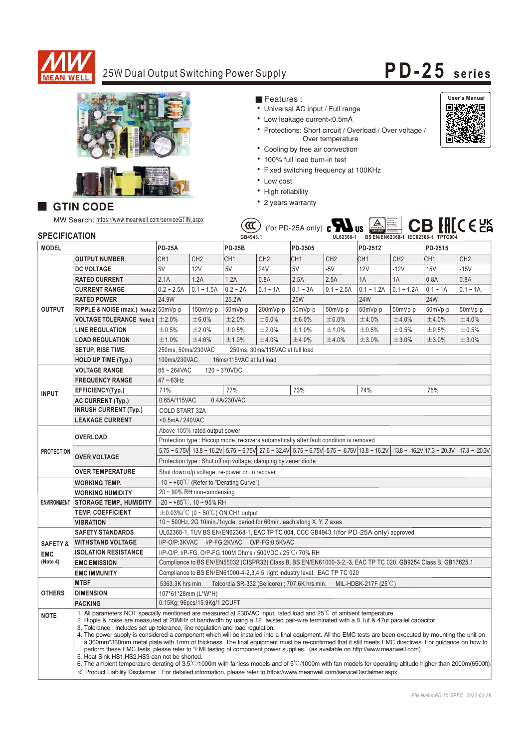# 25W Dual Output Switching Power Supply

## PD-25 series

### Features :

- Universal AC input / Full range
- Low leakage current<0.5mA
- Protections: Short circuit / Overload / Over voltage / Over temperature
- Cooling by free air convection
- 100% full load burn-in test
- Fixed switching frequency at 100KHz
- Low cost
- High reliability
- 2 years warranty

User's Manual

## GTIN CODE

MW Search: https://www.meanwell.com/serviceGTIN.aspx

(for PD-25A only) GB4943.1 UL62368-1 BS EN/EN62368-1 IEC62368-1 TPTC004

## SPECIFICATION

| MODEL | | PD-25A | | PD-25B | | PD-2505 | | PD-2512 | | PD-2515 | |
|---|---|---|---|---|---|---|---|---|---|---|---|
| OUTPUT | OUTPUT NUMBER | CH1 | CH2 | CH1 | CH2 | CH1 | CH2 | CH1 | CH2 | CH1 | CH2 |
| | DC VOLTAGE | 5V | 12V | 5V | 24V | 5V | -5V | 12V | -12V | 15V | -15V |
| | RATED CURRENT | 2.1A | 1.2A | 1.2A | 0.8A | 2.5A | 2.5A | 1A | 1A | 0.8A | 0.8A |
| | CURRENT RANGE | 0.2 ~ 2.5A | 0.1 ~ 1.5A | 0.2 ~ 2A | 0.1 ~ 1A | 0.1 ~ 3A | 0.1 ~ 2.5A | 0.1 ~ 1.2A | 0.1 ~ 1.2A | 0.1 ~ 1A | 0.1 ~ 1A |
| | RATED POWER | 24.9W | | 25.2W | | 25W | | 24W | | 24W | |
| | RIPPLE & NOISE (max.) Note.2 | 50mVp-p | 150mVp-p | 50mVp-p | 200mVp-p | 50mVp-p | 50mVp-p | 50mVp-p | 50mVp-p | 50mVp-p | 50mVp-p |
| | VOLTAGE TOLERANCE Note.3 | ±2.0% | ±6.0% | ±2.0% | ±6.0% | ±6.0% | ±6.0% | ±4.0% | ±4.0% | ±4.0% | ±4.0% |
| | LINE REGULATION | ±0.5% | ±2.0% | ±0.5% | ±2.0% | ±1.0% | ±1.0% | ±0.5% | ±0.5% | ±0.5% | ±0.5% |
| | LOAD REGULATION | ±1.0% | ±4.0% | ±1.0% | ±4.0% | ±4.0% | ±4.0% | ±3.0% | ±3.0% | ±3.0% | ±3.0% |
| | SETUP, RISE TIME | 250ms, 50ms/230VAC 250ms, 30ms/115VAC at full load | | | | | | | | | |
| | HOLD UP TIME (Typ.) | 100ms/230VAC 16ms/115VAC at full load | | | | | | | | | |
| INPUT | VOLTAGE RANGE | 85 ~ 264VAC 120 ~ 370VDC | | | | | | | | | |
| | FREQUENCY RANGE | 47 ~ 63Hz | | | | | | | | | |
| | EFFICIENCY(Typ.) | 71% | | 77% | | 73% | | 74% | | 75% | |
| | AC CURRENT (Typ.) | 0.65A/115VAC 0.4A/230VAC | | | | | | | | | |
| | INRUSH CURRENT (Typ.) | COLD START 32A | | | | | | | | | |
| | LEAKAGE CURRENT | <0.5mA / 240VAC | | | | | | | | | |
| PROTECTION | OVERLOAD | Above 105% rated output power<br>Protection type : Hiccup mode, recovers automatically after fault condition is removed | | | | | | | | | |
| | OVER VOLTAGE | 5.75 ~ 6.75V | 13.8 ~ 16.2V | 5.75 ~ 6.75V | 27.6 ~ 32.4V | 5.75 ~ 6.75V | -5.75 ~ -6.75V | 13.8 ~ 16.2V | -13.8 ~ -16.2V | 17.3 ~ 20.3V | -17.3 ~ -20.3V |
| | | Protection type : Shut off o/p voltage, clamping by zener diode | | | | | | | | | |
| | OVER TEMPERATURE | Shut down o/p voltage, re-power on to recover | | | | | | | | | |
| ENVIRONMENT | WORKING TEMP. | -10 ~ +60℃ (Refer to "Derating Curve") | | | | | | | | | |
| | WORKING HUMIDITY | 20 ~ 90% RH non-condensing | | | | | | | | | |
| | STORAGE TEMP., HUMIDITY | -20 ~ +85℃, 10 ~ 95% RH | | | | | | | | | |
| | TEMP. COEFFICIENT | ±0.03%/℃ (0 ~ 50℃) ON CH1 output | | | | | | | | | |
| | VIBRATION | 10 ~ 500Hz, 2G 10min./1cycle, period for 60min. each along X, Y, Z axes | | | | | | | | | |
| SAFETY & EMC (Note 4) | SAFETY STANDARDS | UL62368-1, TUV BS EN/EN62368-1, EAC TP TC 004, CCC GB4943.1(for PD-25A only) approved | | | | | | | | | |
| | WITHSTAND VOLTAGE | I/P-O/P:3KVAC I/P-FG:2KVAC O/P-FG:0.5KVAC | | | | | | | | | |
| | ISOLATION RESISTANCE | I/P-O/P, I/P-FG, O/P-FG:100M Ohms / 500VDC / 25℃/ 70% RH | | | | | | | | | |
| | EMC EMISSION | Compliance to BS EN/EN55032 (CISPR32) Class B, BS EN/EN61000-3-2,-3, EAC TP TC 020, GB9254 Class B, GB17625.1 | | | | | | | | | |
| | EMC IMMUNITY | Compliance to BS EN/EN61000-4-2,3,4,5, light industry level, EAC TP TC 020 | | | | | | | | | |
| OTHERS | MTBF | 5363.3K hrs min. Telcordia SR-332 (Bellcore) ; 707.6K hrs min. MIL-HDBK-217F (25℃) | | | | | | | | | |
| | DIMENSION | 107*61*28mm (L*W*H) | | | | | | | | | |
| | PACKING | 0.15Kg; 96pcs/15.9Kg/1.2CUFT | | | | | | | | | |

**NOTE**

1. All parameters NOT specially mentioned are measured at 230VAC input, rated load and 25℃ of ambient temperature.
2. Ripple & noise are measured at 20MHz of bandwidth by using a 12" twisted pair-wire terminated with a 0.1uf & 47uf parallel capacitor.
3. Tolerance : includes set up tolerance, line regulation and load regulation.
4. The power supply is considered a component which will be installed into a final equipment. All the EMC tests are been executed by mounting the unit on a 360mm*360mm metal plate with 1mm of thickness. The final equipment must be re-confirmed that it still meets EMC directives. For guidance on how to perform these EMC tests, please refer to "EMI testing of component power supplies." (as available on http://www.meanwell.com)
5. Heat Sink HS1,HS2,HS3 can not be shorted.
6. The ambient temperature derating of 3.5℃/1000m with fanless models and of 5℃/1000m with fan models for operating altitude higher than 2000m(6500ft).

※ Product Liability Disclaimer : For detailed information, please refer to https://www.meanwell.com/serviceDisclaimer.aspx

File Name:PD-25-SPEC 2022-02-28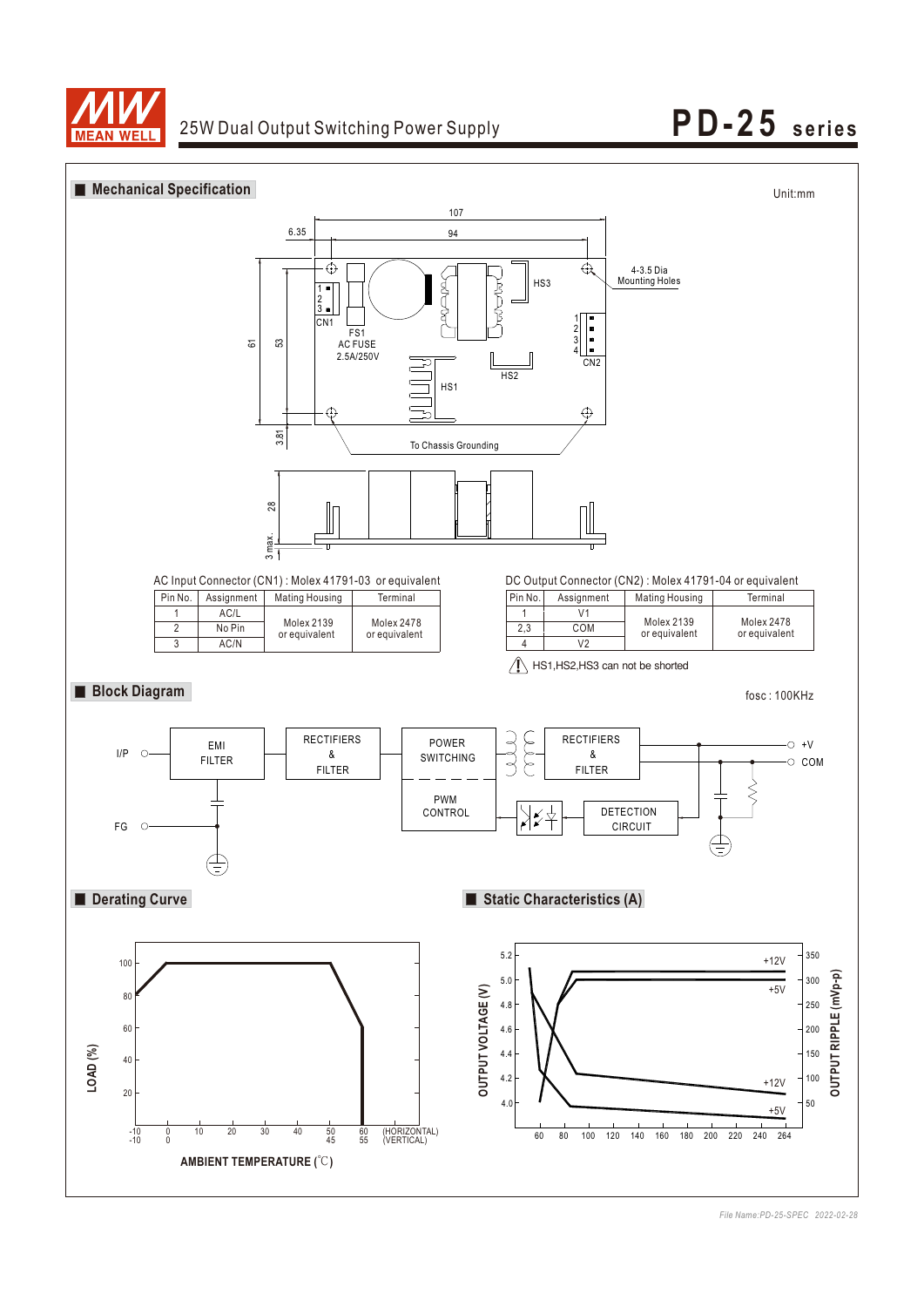## Mechanical Specification

Unit:mm

107
6.35
94
4-3.5 Dia Mounting Holes
HS3
CN1
FS1
AC FUSE
2.5A/250V
CN2
HS2
HS1
61
53
3.81
To Chassis Grounding
28
3 max.

AC Input Connector (CN1) : Molex 41791-03 or equivalent

| Pin No. | Assignment | Mating Housing | Terminal |
|---|---|---|---|
| 1 | AC/L | Molex 2139 or equivalent | Molex 2478 or equivalent |
| 2 | No Pin | | |
| 3 | AC/N | | |

DC Output Connector (CN2) : Molex 41791-04 or equivalent

| Pin No. | Assignment | Mating Housing | Terminal |
|---|---|---|---|
| 1 | V1 | Molex 2139 or equivalent | Molex 2478 or equivalent |
| 2,3 | COM | | |
| 4 | V2 | | |

⚠ HS1,HS2,HS3 can not be shorted

## Block Diagram

fosc : 100KHz

I/P
FG
EMI FILTER
RECTIFIERS & FILTER
POWER SWITCHING
PWM CONTROL
RECTIFIERS & FILTER
DETECTION CIRCUIT
+V
COM

## Derating Curve

LOAD (%)
100
80
60
40
20
-10 0 10 20 30 40 50 60 (HORIZONTAL)
-10 0 45 55 (VERTICAL)
AMBIENT TEMPERATURE (℃)

## Static Characteristics (A)

OUTPUT VOLTAGE (V)
5.2
5.0
4.8
4.6
4.4
4.2
4.0
+12V
+5V
+12V
+5V
OUTPUT RIPPLE (mVp-p)
350
300
250
200
150
100
50
60 80 100 120 140 160 180 200 220 240 264